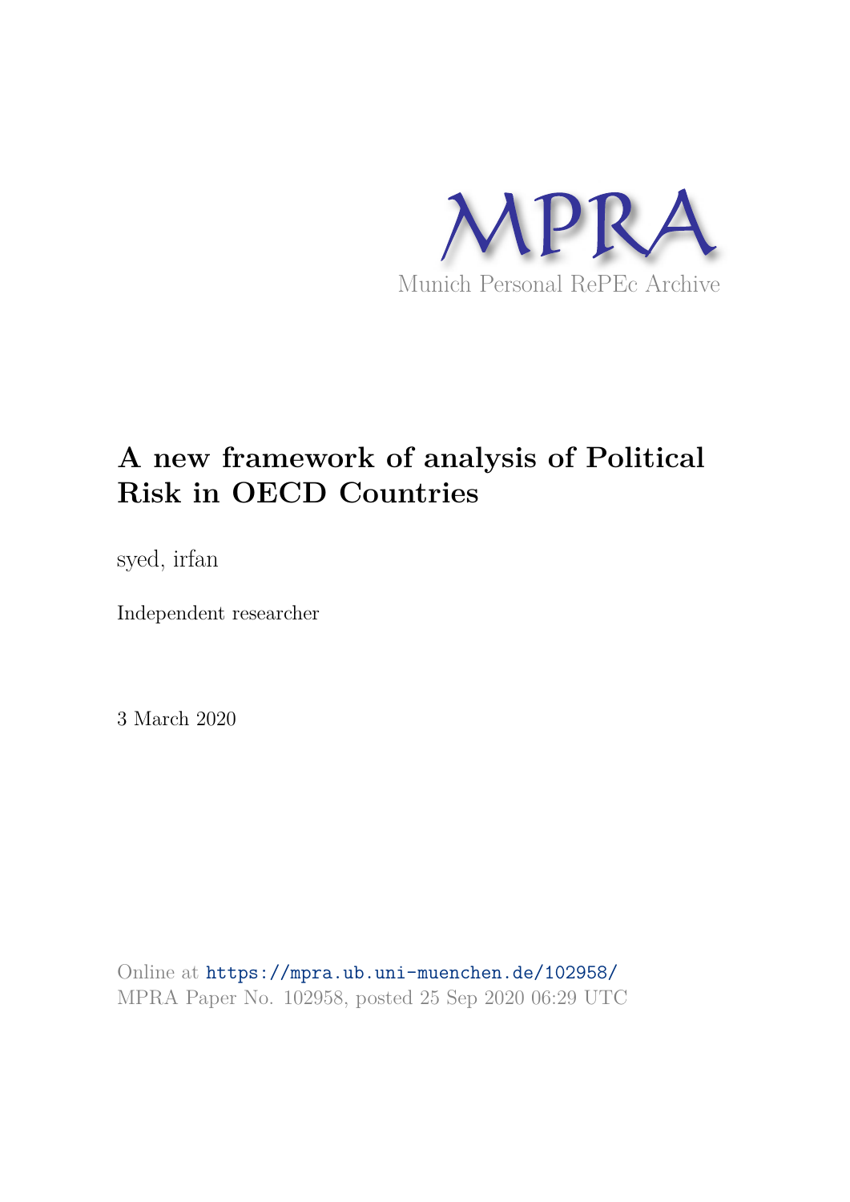MPRA

Munich Personal RePEc Archive

# A new framework of analysis of Political Risk in OECD Countries

syed, irfan

Independent researcher

3 March 2020

Online at https://mpra.ub.uni-muenchen.de/102958/
MPRA Paper No. 102958, posted 25 Sep 2020 06:29 UTC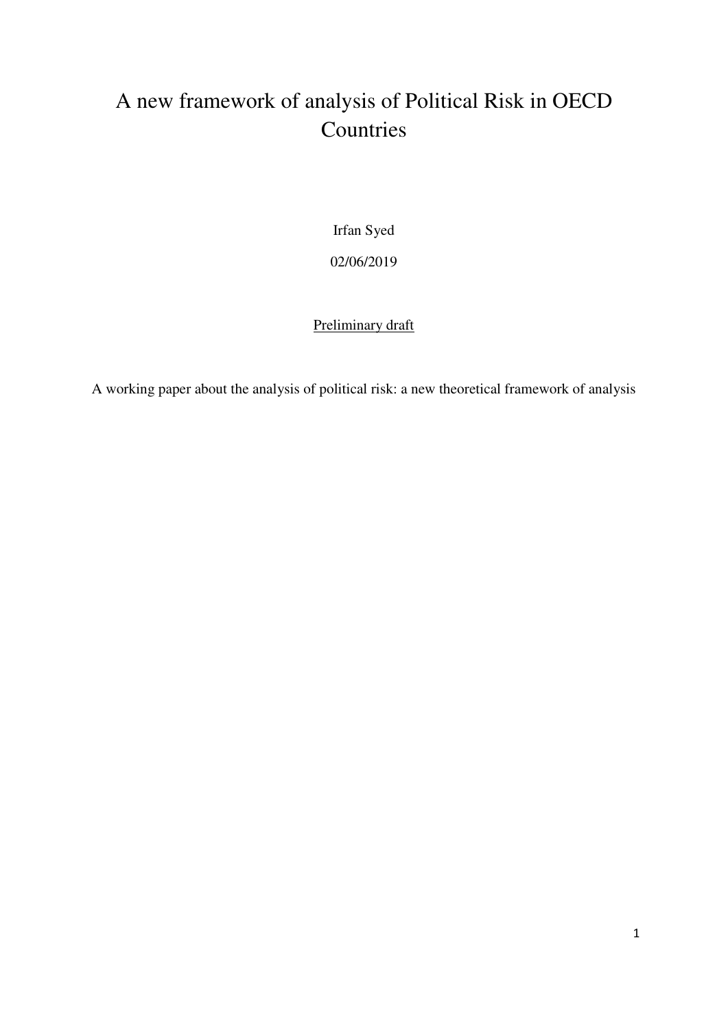# A new framework of analysis of Political Risk in OECD Countries

Irfan Syed

02/06/2019

<u>Preliminary draft</u>

A working paper about the analysis of political risk: a new theoretical framework of analysis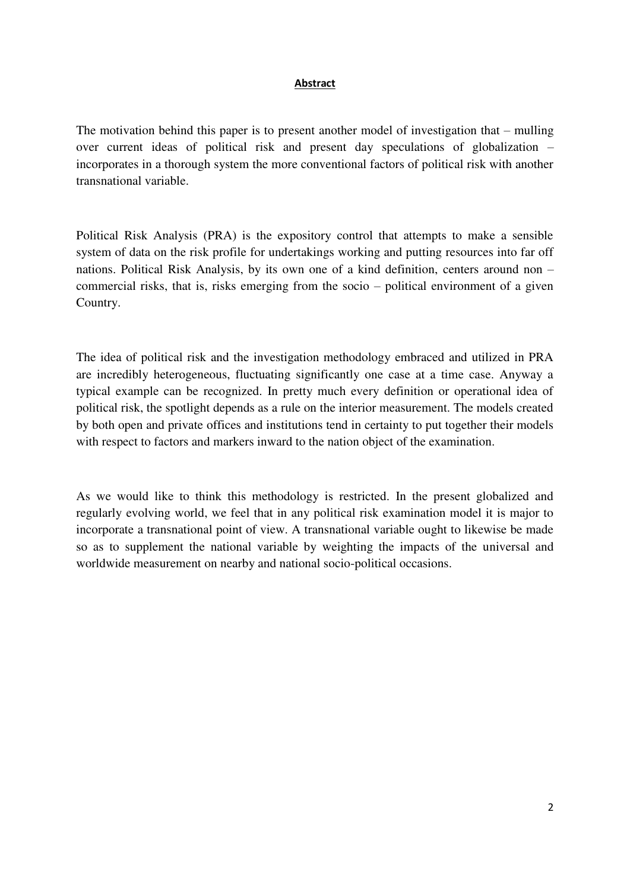# **Abstract**

The motivation behind this paper is to present another model of investigation that – mulling over current ideas of political risk and present day speculations of globalization – incorporates in a thorough system the more conventional factors of political risk with another transnational variable.

Political Risk Analysis (PRA) is the expository control that attempts to make a sensible system of data on the risk profile for undertakings working and putting resources into far off nations. Political Risk Analysis, by its own one of a kind definition, centers around non – commercial risks, that is, risks emerging from the socio – political environment of a given Country.

The idea of political risk and the investigation methodology embraced and utilized in PRA are incredibly heterogeneous, fluctuating significantly one case at a time case. Anyway a typical example can be recognized. In pretty much every definition or operational idea of political risk, the spotlight depends as a rule on the interior measurement. The models created by both open and private offices and institutions tend in certainty to put together their models with respect to factors and markers inward to the nation object of the examination.

As we would like to think this methodology is restricted. In the present globalized and regularly evolving world, we feel that in any political risk examination model it is major to incorporate a transnational point of view. A transnational variable ought to likewise be made so as to supplement the national variable by weighting the impacts of the universal and worldwide measurement on nearby and national socio-political occasions.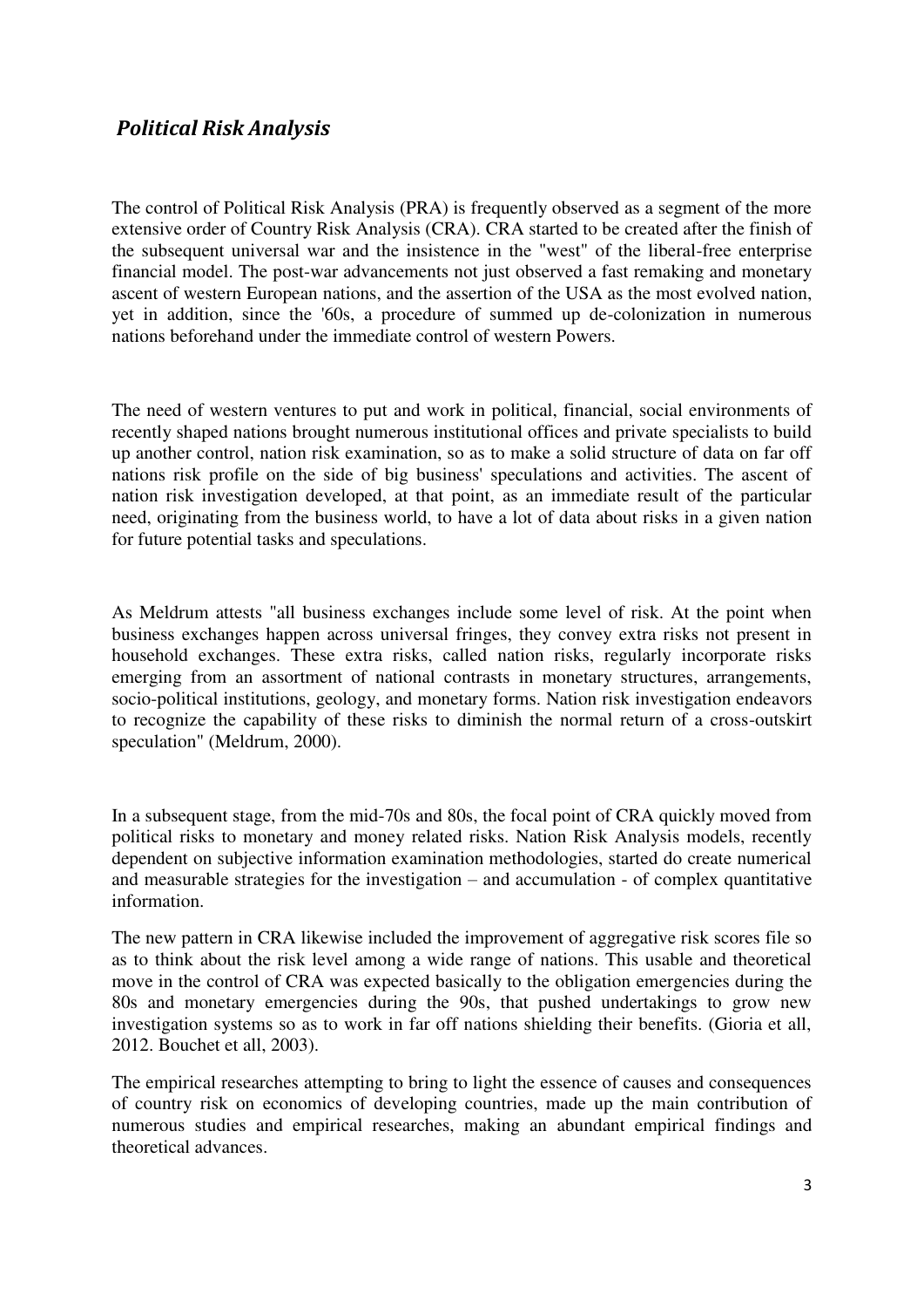## *Political Risk Analysis*

The control of Political Risk Analysis (PRA) is frequently observed as a segment of the more extensive order of Country Risk Analysis (CRA). CRA started to be created after the finish of the subsequent universal war and the insistence in the "west" of the liberal-free enterprise financial model. The post-war advancements not just observed a fast remaking and monetary ascent of western European nations, and the assertion of the USA as the most evolved nation, yet in addition, since the '60s, a procedure of summed up de-colonization in numerous nations beforehand under the immediate control of western Powers.

The need of western ventures to put and work in political, financial, social environments of recently shaped nations brought numerous institutional offices and private specialists to build up another control, nation risk examination, so as to make a solid structure of data on far off nations risk profile on the side of big business' speculations and activities. The ascent of nation risk investigation developed, at that point, as an immediate result of the particular need, originating from the business world, to have a lot of data about risks in a given nation for future potential tasks and speculations.

As Meldrum attests "all business exchanges include some level of risk. At the point when business exchanges happen across universal fringes, they convey extra risks not present in household exchanges. These extra risks, called nation risks, regularly incorporate risks emerging from an assortment of national contrasts in monetary structures, arrangements, socio-political institutions, geology, and monetary forms. Nation risk investigation endeavors to recognize the capability of these risks to diminish the normal return of a cross-outskirt speculation" (Meldrum, 2000).

In a subsequent stage, from the mid-70s and 80s, the focal point of CRA quickly moved from political risks to monetary and money related risks. Nation Risk Analysis models, recently dependent on subjective information examination methodologies, started do create numerical and measurable strategies for the investigation – and accumulation - of complex quantitative information.

The new pattern in CRA likewise included the improvement of aggregative risk scores file so as to think about the risk level among a wide range of nations. This usable and theoretical move in the control of CRA was expected basically to the obligation emergencies during the 80s and monetary emergencies during the 90s, that pushed undertakings to grow new investigation systems so as to work in far off nations shielding their benefits. (Gioria et all, 2012. Bouchet et all, 2003).

The empirical researches attempting to bring to light the essence of causes and consequences of country risk on economics of developing countries, made up the main contribution of numerous studies and empirical researches, making an abundant empirical findings and theoretical advances.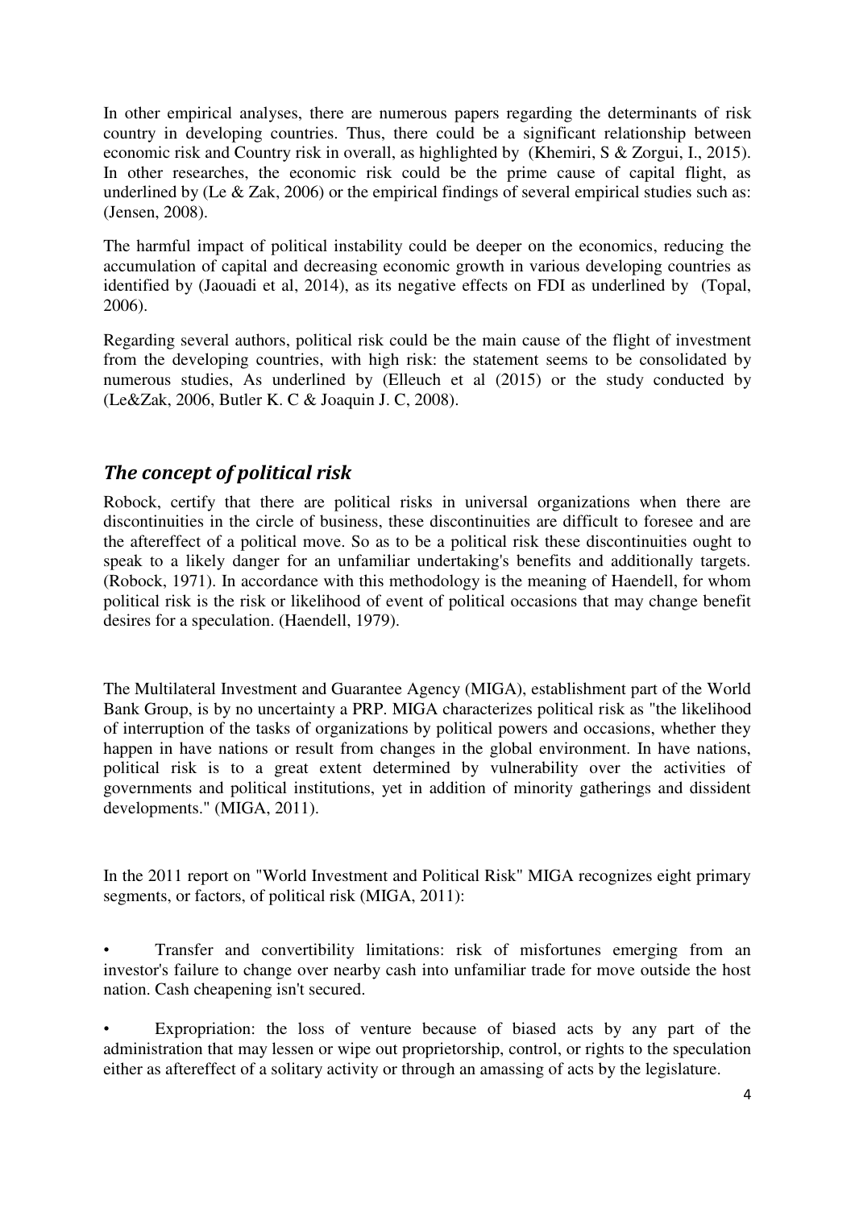In other empirical analyses, there are numerous papers regarding the determinants of risk country in developing countries. Thus, there could be a significant relationship between economic risk and Country risk in overall, as highlighted by (Khemiri, S & Zorgui, I., 2015). In other researches, the economic risk could be the prime cause of capital flight, as underlined by (Le & Zak, 2006) or the empirical findings of several empirical studies such as: (Jensen, 2008).

The harmful impact of political instability could be deeper on the economics, reducing the accumulation of capital and decreasing economic growth in various developing countries as identified by (Jaouadi et al, 2014), as its negative effects on FDI as underlined by (Topal, 2006).

Regarding several authors, political risk could be the main cause of the flight of investment from the developing countries, with high risk: the statement seems to be consolidated by numerous studies, As underlined by (Elleuch et al (2015) or the study conducted by (Le&Zak, 2006, Butler K. C & Joaquin J. C, 2008).

## *The concept of political risk*

Robock, certify that there are political risks in universal organizations when there are discontinuities in the circle of business, these discontinuities are difficult to foresee and are the aftereffect of a political move. So as to be a political risk these discontinuities ought to speak to a likely danger for an unfamiliar undertaking's benefits and additionally targets. (Robock, 1971). In accordance with this methodology is the meaning of Haendell, for whom political risk is the risk or likelihood of event of political occasions that may change benefit desires for a speculation. (Haendell, 1979).

The Multilateral Investment and Guarantee Agency (MIGA), establishment part of the World Bank Group, is by no uncertainty a PRP. MIGA characterizes political risk as "the likelihood of interruption of the tasks of organizations by political powers and occasions, whether they happen in have nations or result from changes in the global environment. In have nations, political risk is to a great extent determined by vulnerability over the activities of governments and political institutions, yet in addition of minority gatherings and dissident developments." (MIGA, 2011).

In the 2011 report on "World Investment and Political Risk" MIGA recognizes eight primary segments, or factors, of political risk (MIGA, 2011):

- Transfer and convertibility limitations: risk of misfortunes emerging from an investor's failure to change over nearby cash into unfamiliar trade for move outside the host nation. Cash cheapening isn't secured.
- Expropriation: the loss of venture because of biased acts by any part of the administration that may lessen or wipe out proprietorship, control, or rights to the speculation either as aftereffect of a solitary activity or through an amassing of acts by the legislature.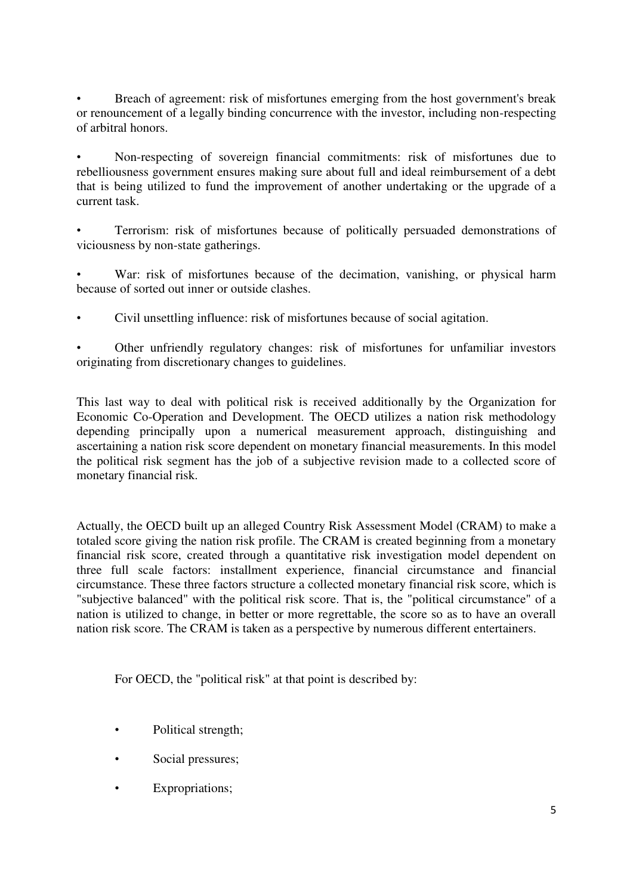- Breach of agreement: risk of misfortunes emerging from the host government's break or renouncement of a legally binding concurrence with the investor, including non-respecting of arbitral honors.

- Non-respecting of sovereign financial commitments: risk of misfortunes due to rebelliousness government ensures making sure about full and ideal reimbursement of a debt that is being utilized to fund the improvement of another undertaking or the upgrade of a current task.

- Terrorism: risk of misfortunes because of politically persuaded demonstrations of viciousness by non-state gatherings.

- War: risk of misfortunes because of the decimation, vanishing, or physical harm because of sorted out inner or outside clashes.

- Civil unsettling influence: risk of misfortunes because of social agitation.

- Other unfriendly regulatory changes: risk of misfortunes for unfamiliar investors originating from discretionary changes to guidelines.

This last way to deal with political risk is received additionally by the Organization for Economic Co-Operation and Development. The OECD utilizes a nation risk methodology depending principally upon a numerical measurement approach, distinguishing and ascertaining a nation risk score dependent on monetary financial measurements. In this model the political risk segment has the job of a subjective revision made to a collected score of monetary financial risk.

Actually, the OECD built up an alleged Country Risk Assessment Model (CRAM) to make a totaled score giving the nation risk profile. The CRAM is created beginning from a monetary financial risk score, created through a quantitative risk investigation model dependent on three full scale factors: installment experience, financial circumstance and financial circumstance. These three factors structure a collected monetary financial risk score, which is "subjective balanced" with the political risk score. That is, the "political circumstance" of a nation is utilized to change, in better or more regrettable, the score so as to have an overall nation risk score. The CRAM is taken as a perspective by numerous different entertainers.

For OECD, the "political risk" at that point is described by:

- Political strength;
- Social pressures;
- Expropriations;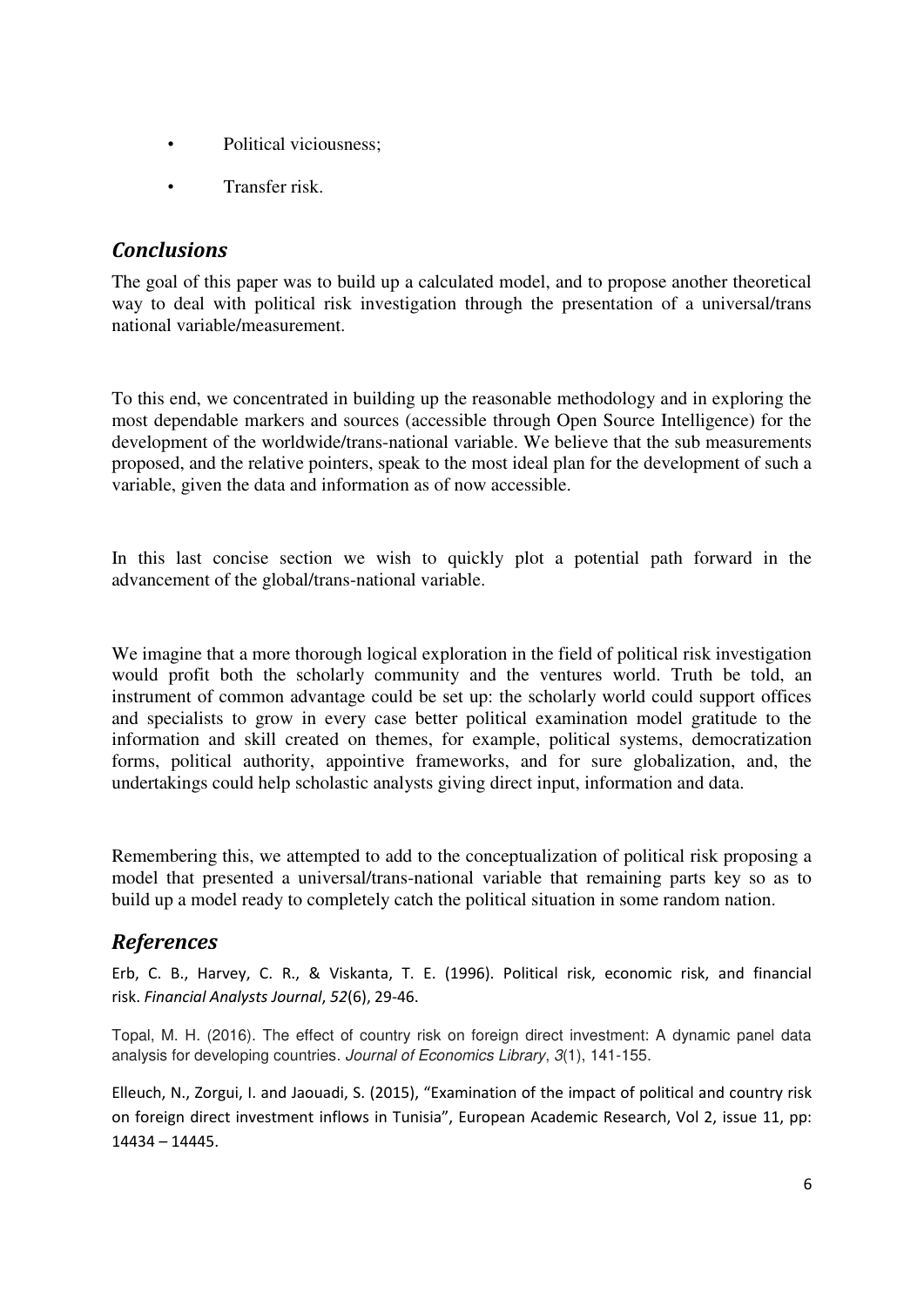- Political viciousness;
- Transfer risk.

## *Conclusions*

The goal of this paper was to build up a calculated model, and to propose another theoretical way to deal with political risk investigation through the presentation of a universal/trans national variable/measurement.

To this end, we concentrated in building up the reasonable methodology and in exploring the most dependable markers and sources (accessible through Open Source Intelligence) for the development of the worldwide/trans-national variable. We believe that the sub measurements proposed, and the relative pointers, speak to the most ideal plan for the development of such a variable, given the data and information as of now accessible.

In this last concise section we wish to quickly plot a potential path forward in the advancement of the global/trans-national variable.

We imagine that a more thorough logical exploration in the field of political risk investigation would profit both the scholarly community and the ventures world. Truth be told, an instrument of common advantage could be set up: the scholarly world could support offices and specialists to grow in every case better political examination model gratitude to the information and skill created on themes, for example, political systems, democratization forms, political authority, appointive frameworks, and for sure globalization, and, the undertakings could help scholastic analysts giving direct input, information and data.

Remembering this, we attempted to add to the conceptualization of political risk proposing a model that presented a universal/trans-national variable that remaining parts key so as to build up a model ready to completely catch the political situation in some random nation.

## *References*

Erb, C. B., Harvey, C. R., & Viskanta, T. E. (1996). Political risk, economic risk, and financial risk. *Financial Analysts Journal*, *52*(6), 29-46.

Topal, M. H. (2016). The effect of country risk on foreign direct investment: A dynamic panel data analysis for developing countries. *Journal of Economics Library*, *3*(1), 141-155.

Elleuch, N., Zorgui, I. and Jaouadi, S. (2015), "Examination of the impact of political and country risk on foreign direct investment inflows in Tunisia", European Academic Research, Vol 2, issue 11, pp: 14434 – 14445.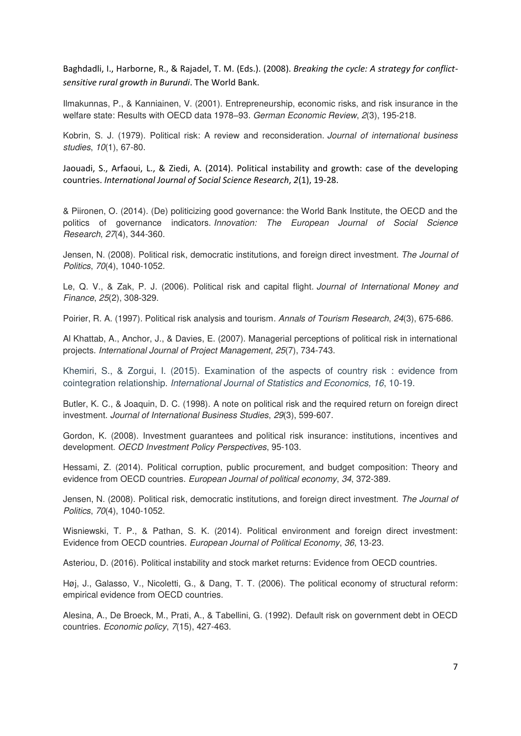Baghdadli, I., Harborne, R., & Rajadel, T. M. (Eds.). (2008). *Breaking the cycle: A strategy for conflict-sensitive rural growth in Burundi*. The World Bank.

Ilmakunnas, P., & Kanniainen, V. (2001). Entrepreneurship, economic risks, and risk insurance in the welfare state: Results with OECD data 1978–93. *German Economic Review*, *2*(3), 195-218.

Kobrin, S. J. (1979). Political risk: A review and reconsideration. *Journal of international business studies*, *10*(1), 67-80.

Jaouadi, S., Arfaoui, L., & Ziedi, A. (2014). Political instability and growth: case of the developing countries. *International Journal of Social Science Research*, *2*(1), 19-28.

& Piironen, O. (2014). (De) politicizing good governance: the World Bank Institute, the OECD and the politics of governance indicators. *Innovation: The European Journal of Social Science Research*, *27*(4), 344-360.

Jensen, N. (2008). Political risk, democratic institutions, and foreign direct investment. *The Journal of Politics*, *70*(4), 1040-1052.

Le, Q. V., & Zak, P. J. (2006). Political risk and capital flight. *Journal of International Money and Finance*, *25*(2), 308-329.

Poirier, R. A. (1997). Political risk analysis and tourism. *Annals of Tourism Research*, *24*(3), 675-686.

Al Khattab, A., Anchor, J., & Davies, E. (2007). Managerial perceptions of political risk in international projects. *International Journal of Project Management*, *25*(7), 734-743.

Khemiri, S., & Zorgui, I. (2015). Examination of the aspects of country risk : evidence from cointegration relationship. *International Journal of Statistics and Economics, 16*, 10-19.

Butler, K. C., & Joaquin, D. C. (1998). A note on political risk and the required return on foreign direct investment. *Journal of International Business Studies*, *29*(3), 599-607.

Gordon, K. (2008). Investment guarantees and political risk insurance: institutions, incentives and development. *OECD Investment Policy Perspectives*, 95-103.

Hessami, Z. (2014). Political corruption, public procurement, and budget composition: Theory and evidence from OECD countries. *European Journal of political economy*, *34*, 372-389.

Jensen, N. (2008). Political risk, democratic institutions, and foreign direct investment. *The Journal of Politics*, *70*(4), 1040-1052.

Wisniewski, T. P., & Pathan, S. K. (2014). Political environment and foreign direct investment: Evidence from OECD countries. *European Journal of Political Economy*, *36*, 13-23.

Asteriou, D. (2016). Political instability and stock market returns: Evidence from OECD countries.

Høj, J., Galasso, V., Nicoletti, G., & Dang, T. T. (2006). The political economy of structural reform: empirical evidence from OECD countries.

Alesina, A., De Broeck, M., Prati, A., & Tabellini, G. (1992). Default risk on government debt in OECD countries. *Economic policy*, *7*(15), 427-463.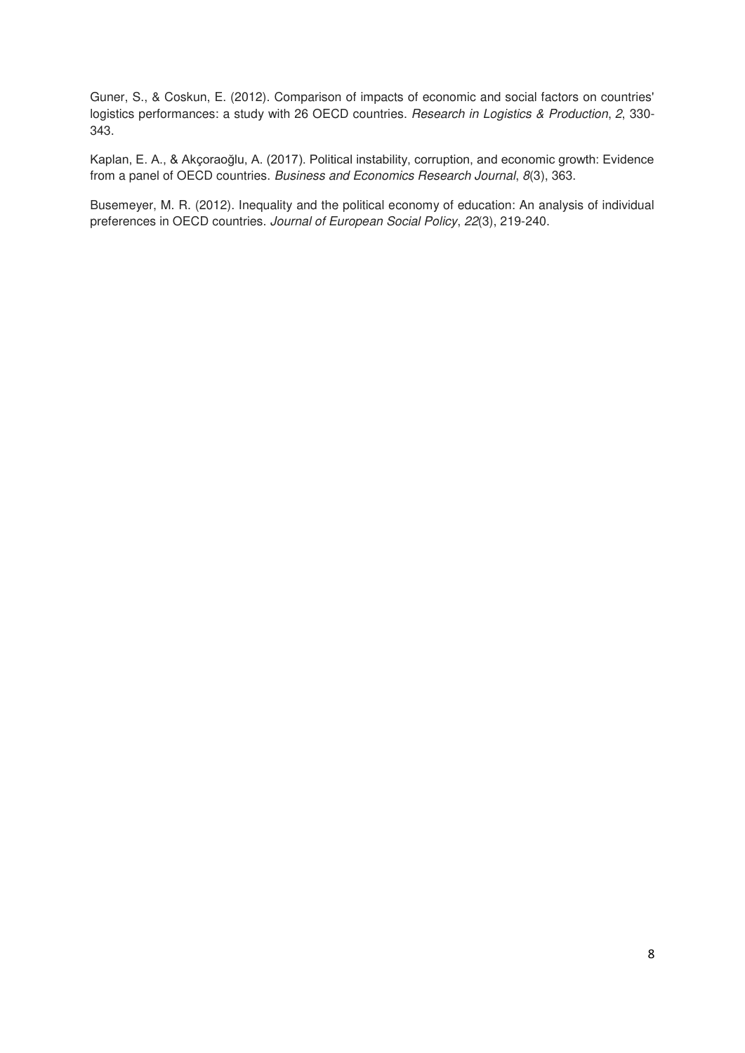Guner, S., & Coskun, E. (2012). Comparison of impacts of economic and social factors on countries' logistics performances: a study with 26 OECD countries. *Research in Logistics & Production*, *2*, 330-343.

Kaplan, E. A., & Akçoraoğlu, A. (2017). Political instability, corruption, and economic growth: Evidence from a panel of OECD countries. *Business and Economics Research Journal*, *8*(3), 363.

Busemeyer, M. R. (2012). Inequality and the political economy of education: An analysis of individual preferences in OECD countries. *Journal of European Social Policy*, *22*(3), 219-240.